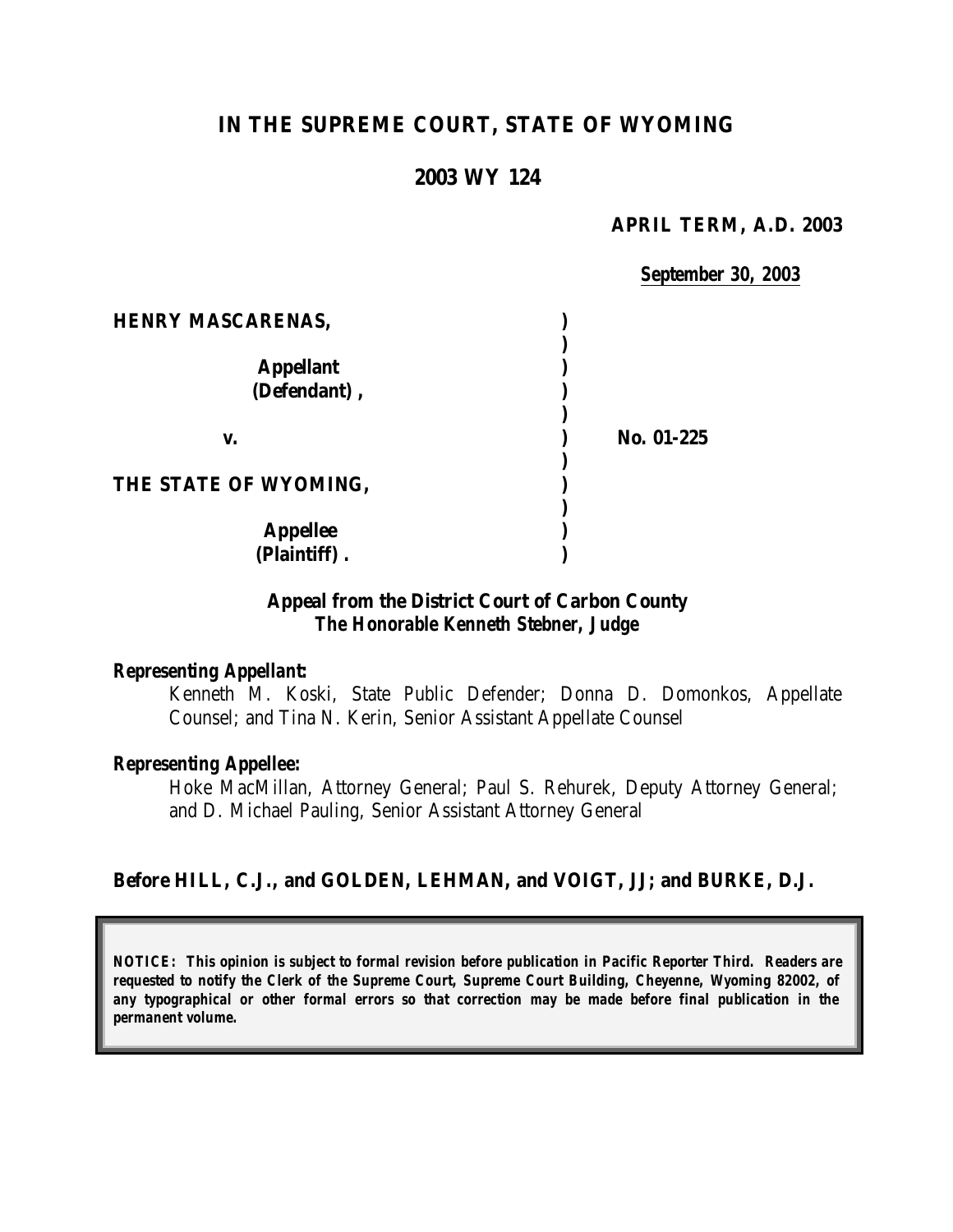# IN THE SUPREME COURT, STATE OF WYOMING

## 2003 WY 124

**APRIL TERM, A.D. 2003**

**September 30, 2003**

| | | |
|---|---|---|
| **HENRY MASCARENAS,** | ) | |
| | ) | |
| **Appellant** | ) | |
| **(Defendant),** | ) | |
| | ) | |
| **v.** | ) | **No. 01-225** |
| | ) | |
| **THE STATE OF WYOMING,** | ) | |
| | ) | |
| **Appellee** | ) | |
| **(Plaintiff).** | ) | |

***Appeal from the District Court of Carbon County***
***The Honorable Kenneth Stebner, Judge***

***Representing Appellant:***

Kenneth M. Koski, State Public Defender; Donna D. Domonkos, Appellate Counsel; and Tina N. Kerin, Senior Assistant Appellate Counsel

***Representing Appellee:***

Hoke MacMillan, Attorney General; Paul S. Rehurek, Deputy Attorney General; and D. Michael Pauling, Senior Assistant Attorney General

**Before HILL, C.J., and GOLDEN, LEHMAN, and VOIGT, JJ; and BURKE, D.J.**

***NOTICE: This opinion is subject to formal revision before publication in Pacific Reporter Third. Readers are requested to notify the Clerk of the Supreme Court, Supreme Court Building, Cheyenne, Wyoming 82002, of any typographical or other formal errors so that correction may be made before final publication in the permanent volume.***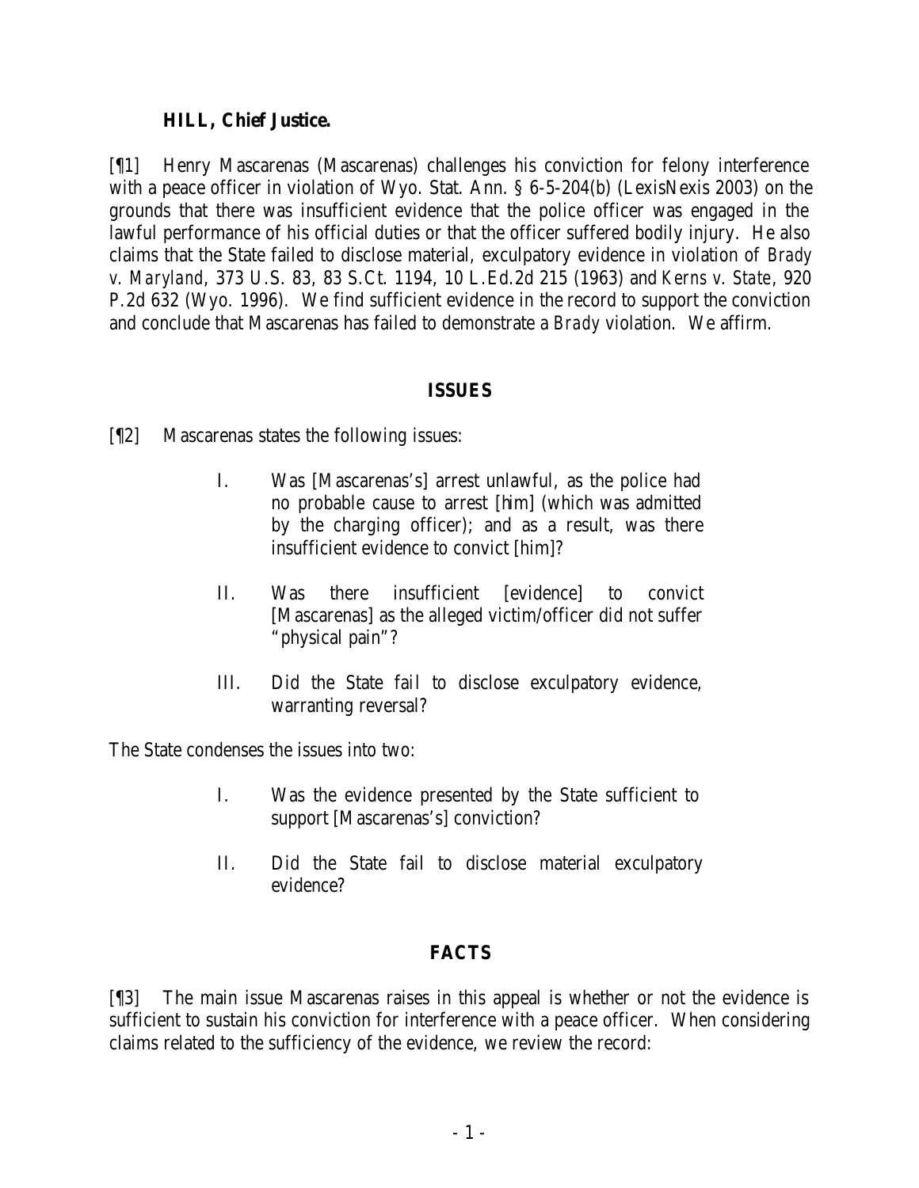**HILL, Chief Justice.**

[¶1] Henry Mascarenas (Mascarenas) challenges his conviction for felony interference with a peace officer in violation of Wyo. Stat. Ann. § 6-5-204(b) (LexisNexis 2003) on the grounds that there was insufficient evidence that the police officer was engaged in the lawful performance of his official duties or that the officer suffered bodily injury. He also claims that the State failed to disclose material, exculpatory evidence in violation of *Brady v. Maryland*, 373 U.S. 83, 83 S.Ct. 1194, 10 L.Ed.2d 215 (1963) and *Kerns v. State*, 920 P.2d 632 (Wyo. 1996). We find sufficient evidence in the record to support the conviction and conclude that Mascarenas has failed to demonstrate a *Brady* violation. We affirm.

## ISSUES

[¶2] Mascarenas states the following issues:

> I. Was [Mascarenas's] arrest unlawful, as the police had no probable cause to arrest [him] (which was admitted by the charging officer); and as a result, was there insufficient evidence to convict [him]?
>
> II. Was there insufficient [evidence] to convict [Mascarenas] as the alleged victim/officer did not suffer "physical pain"?
>
> III. Did the State fail to disclose exculpatory evidence, warranting reversal?

The State condenses the issues into two:

> I. Was the evidence presented by the State sufficient to support [Mascarenas's] conviction?
>
> II. Did the State fail to disclose material exculpatory evidence?

## FACTS

[¶3] The main issue Mascarenas raises in this appeal is whether or not the evidence is sufficient to sustain his conviction for interference with a peace officer. When considering claims related to the sufficiency of the evidence, we review the record: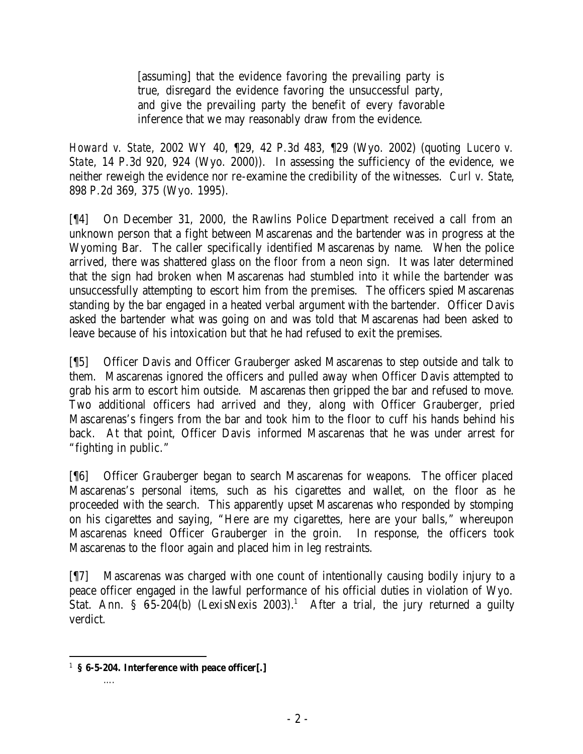> [assuming] that the evidence favoring the prevailing party is true, disregard the evidence favoring the unsuccessful party, and give the prevailing party the benefit of every favorable inference that we may reasonably draw from the evidence.

*Howard v. State*, 2002 WY 40, ¶29, 42 P.3d 483, ¶29 (Wyo. 2002) (quoting *Lucero v. State*, 14 P.3d 920, 924 (Wyo. 2000)). In assessing the sufficiency of the evidence, we neither reweigh the evidence nor re-examine the credibility of the witnesses. *Curl v. State*, 898 P.2d 369, 375 (Wyo. 1995).

[¶4] On December 31, 2000, the Rawlins Police Department received a call from an unknown person that a fight between Mascarenas and the bartender was in progress at the Wyoming Bar. The caller specifically identified Mascarenas by name. When the police arrived, there was shattered glass on the floor from a neon sign. It was later determined that the sign had broken when Mascarenas had stumbled into it while the bartender was unsuccessfully attempting to escort him from the premises. The officers spied Mascarenas standing by the bar engaged in a heated verbal argument with the bartender. Officer Davis asked the bartender what was going on and was told that Mascarenas had been asked to leave because of his intoxication but that he had refused to exit the premises.

[¶5] Officer Davis and Officer Grauberger asked Mascarenas to step outside and talk to them. Mascarenas ignored the officers and pulled away when Officer Davis attempted to grab his arm to escort him outside. Mascarenas then gripped the bar and refused to move. Two additional officers had arrived and they, along with Officer Grauberger, pried Mascarenas's fingers from the bar and took him to the floor to cuff his hands behind his back. At that point, Officer Davis informed Mascarenas that he was under arrest for "fighting in public."

[¶6] Officer Grauberger began to search Mascarenas for weapons. The officer placed Mascarenas's personal items, such as his cigarettes and wallet, on the floor as he proceeded with the search. This apparently upset Mascarenas who responded by stomping on his cigarettes and saying, "Here are my cigarettes, here are your balls," whereupon Mascarenas kneed Officer Grauberger in the groin. In response, the officers took Mascarenas to the floor again and placed him in leg restraints.

[¶7] Mascarenas was charged with one count of intentionally causing bodily injury to a peace officer engaged in the lawful performance of his official duties in violation of Wyo. Stat. Ann. § 6-5-204(b) (LexisNexis 2003).[1] After a trial, the jury returned a guilty verdict.

---

[1] **§ 6-5-204. Interference with peace officer[.]**

....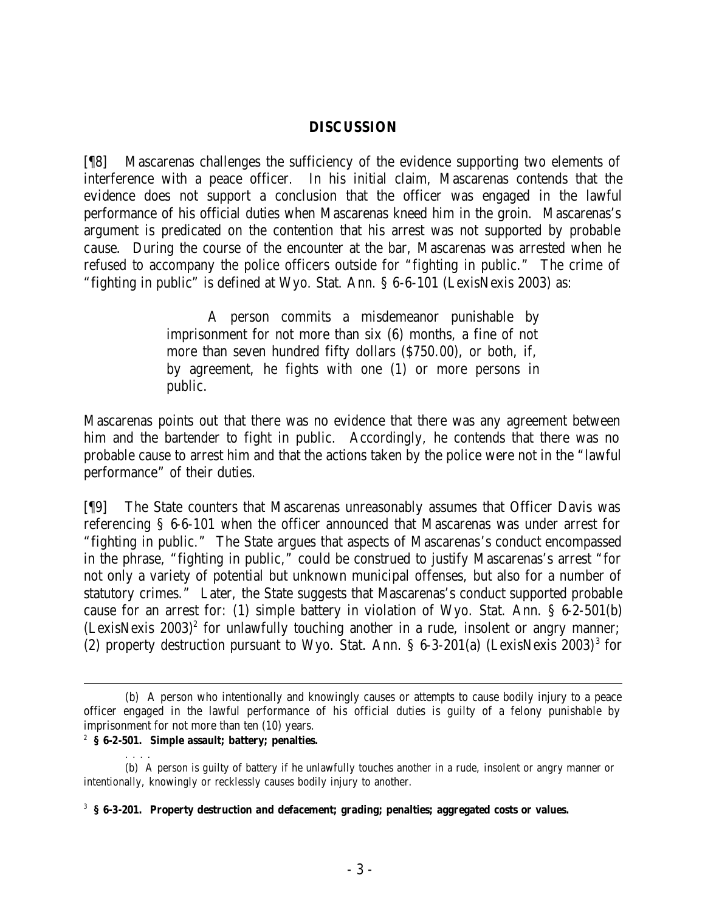## DISCUSSION

[¶8] Mascarenas challenges the sufficiency of the evidence supporting two elements of interference with a peace officer. In his initial claim, Mascarenas contends that the evidence does not support a conclusion that the officer was engaged in the lawful performance of his official duties when Mascarenas kneed him in the groin. Mascarenas's argument is predicated on the contention that his arrest was not supported by probable cause. During the course of the encounter at the bar, Mascarenas was arrested when he refused to accompany the police officers outside for "fighting in public." The crime of "fighting in public" is defined at Wyo. Stat. Ann. § 6-6-101 (LexisNexis 2003) as:

> A person commits a misdemeanor punishable by imprisonment for not more than six (6) months, a fine of not more than seven hundred fifty dollars ($750.00), or both, if, by agreement, he fights with one (1) or more persons in public.

Mascarenas points out that there was no evidence that there was any agreement between him and the bartender to fight in public. Accordingly, he contends that there was no probable cause to arrest him and that the actions taken by the police were not in the "lawful performance" of their duties.

[¶9] The State counters that Mascarenas unreasonably assumes that Officer Davis was referencing § 6-6-101 when the officer announced that Mascarenas was under arrest for "fighting in public." The State argues that aspects of Mascarenas's conduct encompassed in the phrase, "fighting in public," could be construed to justify Mascarenas's arrest "for not only a variety of potential but unknown municipal offenses, but also for a number of statutory crimes." Later, the State suggests that Mascarenas's conduct supported probable cause for an arrest for: (1) simple battery in violation of Wyo. Stat. Ann. § 6-2-501(b) (LexisNexis 2003)[2] for unlawfully touching another in a rude, insolent or angry manner; (2) property destruction pursuant to Wyo. Stat. Ann. § 6-3-201(a) (LexisNexis 2003)[3] for

---

(b) A person who intentionally and knowingly causes or attempts to cause bodily injury to a peace officer engaged in the lawful performance of his official duties is guilty of a felony punishable by imprisonment for not more than ten (10) years.

[2] **§ 6-2-501. Simple assault; battery; penalties.**

. . . .

(b) A person is guilty of battery if he unlawfully touches another in a rude, insolent or angry manner or intentionally, knowingly or recklessly causes bodily injury to another.

[3] **§ 6-3-201. Property destruction and defacement; grading; penalties; aggregated costs or values.**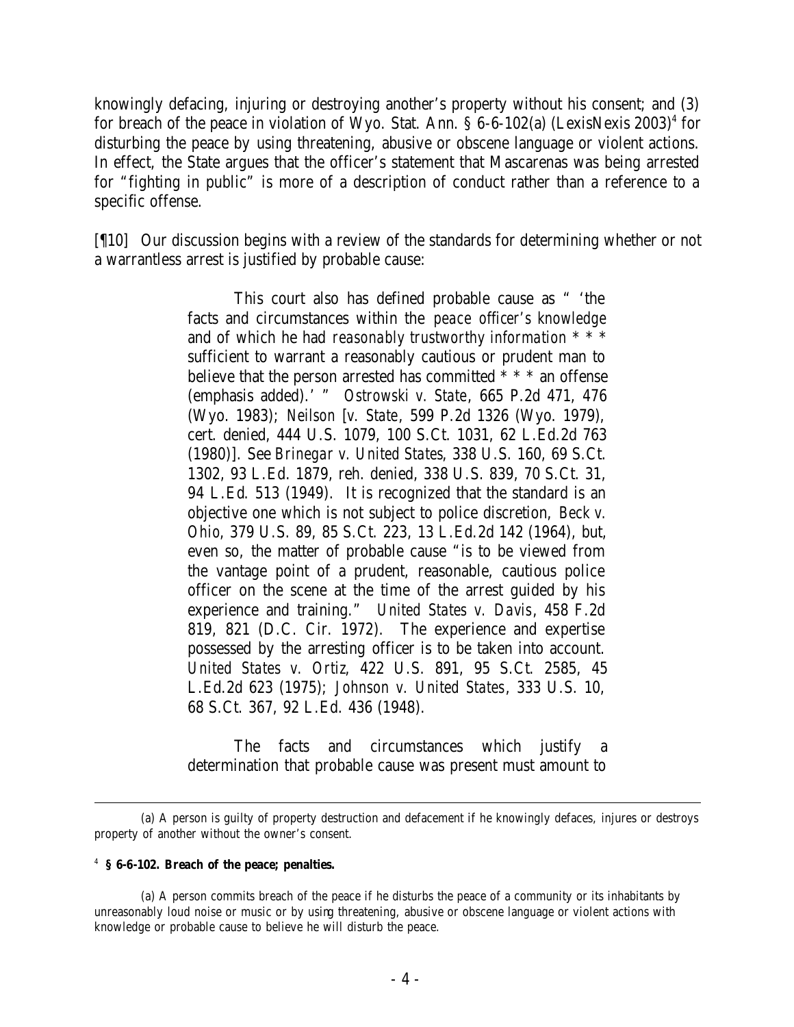knowingly defacing, injuring or destroying another's property without his consent; and (3) for breach of the peace in violation of Wyo. Stat. Ann. § 6-6-102(a) (LexisNexis 2003)[4] for disturbing the peace by using threatening, abusive or obscene language or violent actions. In effect, the State argues that the officer's statement that Mascarenas was being arrested for "fighting in public" is more of a description of conduct rather than a reference to a specific offense.

[¶10] Our discussion begins with a review of the standards for determining whether or not a warrantless arrest is justified by probable cause:

> This court also has defined probable cause as " 'the facts and circumstances within the *peace officer's knowledge* and of which he had *reasonably trustworthy information* * * * sufficient to warrant a reasonably cautious or prudent man to believe that the person arrested has committed * * * an offense (emphasis added).' " *Ostrowski v. State*, 665 P.2d 471, 476 (Wyo. 1983); *Neilson* [*v. State*, 599 P.2d 1326 (Wyo. 1979), cert. denied, 444 U.S. 1079, 100 S.Ct. 1031, 62 L.Ed.2d 763 (1980)]. See *Brinegar v. United States*, 338 U.S. 160, 69 S.Ct. 1302, 93 L.Ed. 1879, reh. denied, 338 U.S. 839, 70 S.Ct. 31, 94 L.Ed. 513 (1949). It is recognized that the standard is an objective one which is not subject to police discretion, *Beck v. Ohio*, 379 U.S. 89, 85 S.Ct. 223, 13 L.Ed.2d 142 (1964), but, even so, the matter of probable cause "is to be viewed from the vantage point of a prudent, reasonable, cautious police officer on the scene at the time of the arrest guided by his experience and training." *United States v. Davis*, 458 F.2d 819, 821 (D.C. Cir. 1972). The experience and expertise possessed by the arresting officer is to be taken into account. *United States v. Ortiz*, 422 U.S. 891, 95 S.Ct. 2585, 45 L.Ed.2d 623 (1975); *Johnson v. United States*, 333 U.S. 10, 68 S.Ct. 367, 92 L.Ed. 436 (1948).
>
> The facts and circumstances which justify a determination that probable cause was present must amount to

---

(a) A person is guilty of property destruction and defacement if he knowingly defaces, injures or destroys property of another without the owner's consent.

[4] **§ 6-6-102. Breach of the peace; penalties.**

(a) A person commits breach of the peace if he disturbs the peace of a community or its inhabitants by unreasonably loud noise or music or by using threatening, abusive or obscene language or violent actions with knowledge or probable cause to believe he will disturb the peace.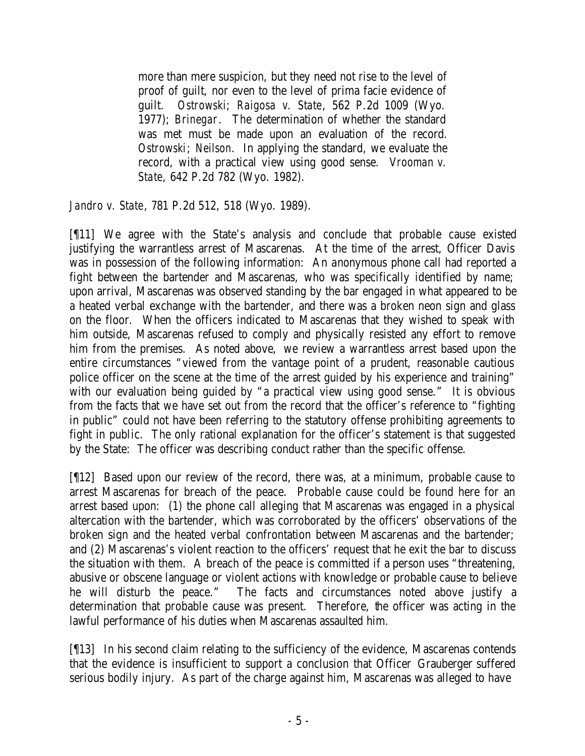> more than mere suspicion, but they need not rise to the level of proof of guilt, nor even to the level of prima facie evidence of guilt. *Ostrowski*; *Raigosa v. State*, 562 P.2d 1009 (Wyo. 1977); *Brinegar*. The determination of whether the standard was met must be made upon an evaluation of the record. *Ostrowski*; *Neilson*. In applying the standard, we evaluate the record, with a practical view using good sense. *Vrooman v. State*, 642 P.2d 782 (Wyo. 1982).

*Jandro v. State*, 781 P.2d 512, 518 (Wyo. 1989).

[¶11] We agree with the State's analysis and conclude that probable cause existed justifying the warrantless arrest of Mascarenas. At the time of the arrest, Officer Davis was in possession of the following information: An anonymous phone call had reported a fight between the bartender and Mascarenas, who was specifically identified by name; upon arrival, Mascarenas was observed standing by the bar engaged in what appeared to be a heated verbal exchange with the bartender, and there was a broken neon sign and glass on the floor. When the officers indicated to Mascarenas that they wished to speak with him outside, Mascarenas refused to comply and physically resisted any effort to remove him from the premises. As noted above, we review a warrantless arrest based upon the entire circumstances "viewed from the vantage point of a prudent, reasonable cautious police officer on the scene at the time of the arrest guided by his experience and training" with our evaluation being guided by "a practical view using good sense." It is obvious from the facts that we have set out from the record that the officer's reference to "fighting in public" could not have been referring to the statutory offense prohibiting agreements to fight in public. The only rational explanation for the officer's statement is that suggested by the State: The officer was describing conduct rather than the specific offense.

[¶12] Based upon our review of the record, there was, at a minimum, probable cause to arrest Mascarenas for breach of the peace. Probable cause could be found here for an arrest based upon: (1) the phone call alleging that Mascarenas was engaged in a physical altercation with the bartender, which was corroborated by the officers' observations of the broken sign and the heated verbal confrontation between Mascarenas and the bartender; and (2) Mascarenas's violent reaction to the officers' request that he exit the bar to discuss the situation with them. A breach of the peace is committed if a person uses "threatening, abusive or obscene language or violent actions with knowledge or probable cause to believe he will disturb the peace." The facts and circumstances noted above justify a determination that probable cause was present. Therefore, the officer was acting in the lawful performance of his duties when Mascarenas assaulted him.

[¶13] In his second claim relating to the sufficiency of the evidence, Mascarenas contends that the evidence is insufficient to support a conclusion that Officer Grauberger suffered serious bodily injury. As part of the charge against him, Mascarenas was alleged to have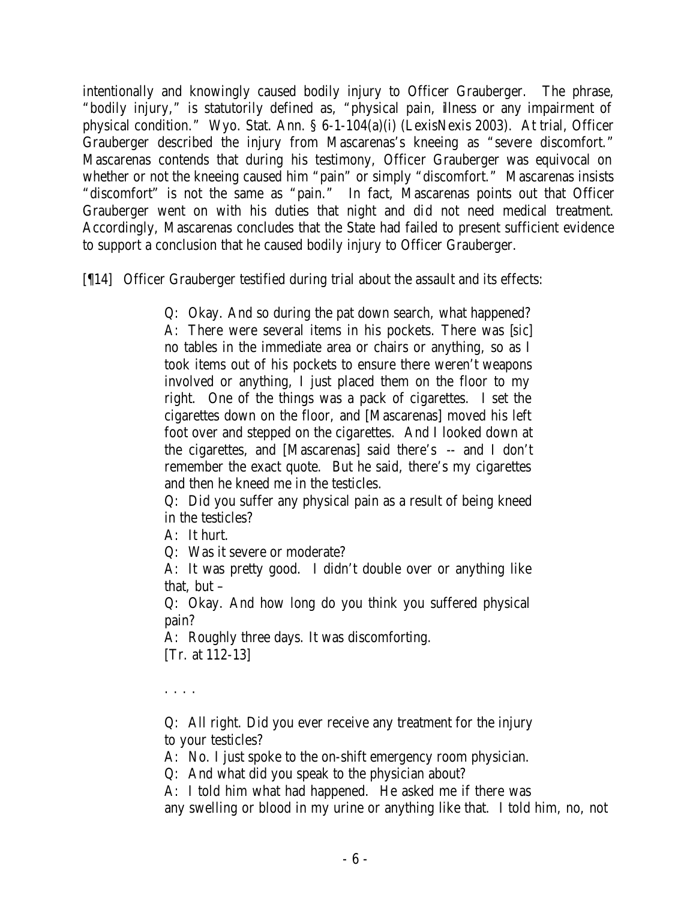intentionally and knowingly caused bodily injury to Officer Grauberger. The phrase, "bodily injury," is statutorily defined as, "physical pain, illness or any impairment of physical condition." Wyo. Stat. Ann. § 6-1-104(a)(i) (LexisNexis 2003). At trial, Officer Grauberger described the injury from Mascarenas's kneeing as "severe discomfort." Mascarenas contends that during his testimony, Officer Grauberger was equivocal on whether or not the kneeing caused him "pain" or simply "discomfort." Mascarenas insists "discomfort" is not the same as "pain." In fact, Mascarenas points out that Officer Grauberger went on with his duties that night and did not need medical treatment. Accordingly, Mascarenas concludes that the State had failed to present sufficient evidence to support a conclusion that he caused bodily injury to Officer Grauberger.

[¶14] Officer Grauberger testified during trial about the assault and its effects:

> Q: Okay. And so during the pat down search, what happened?
> A: There were several items in his pockets. There was [sic] no tables in the immediate area or chairs or anything, so as I took items out of his pockets to ensure there weren't weapons involved or anything, I just placed them on the floor to my right. One of the things was a pack of cigarettes. I set the cigarettes down on the floor, and [Mascarenas] moved his left foot over and stepped on the cigarettes. And I looked down at the cigarettes, and [Mascarenas] said there's -- and I don't remember the exact quote. But he said, there's my cigarettes and then he kneed me in the testicles.
> Q: Did you suffer any physical pain as a result of being kneed in the testicles?
> A: It hurt.
> Q: Was it severe or moderate?
> A: It was pretty good. I didn't double over or anything like that, but –
> Q: Okay. And how long do you think you suffered physical pain?
> A: Roughly three days. It was discomforting.
> [Tr. at 112-13]
>
> . . . .
>
> Q: All right. Did you ever receive any treatment for the injury to your testicles?
> A: No. I just spoke to the on-shift emergency room physician.
> Q: And what did you speak to the physician about?
> A: I told him what had happened. He asked me if there was any swelling or blood in my urine or anything like that. I told him, no, not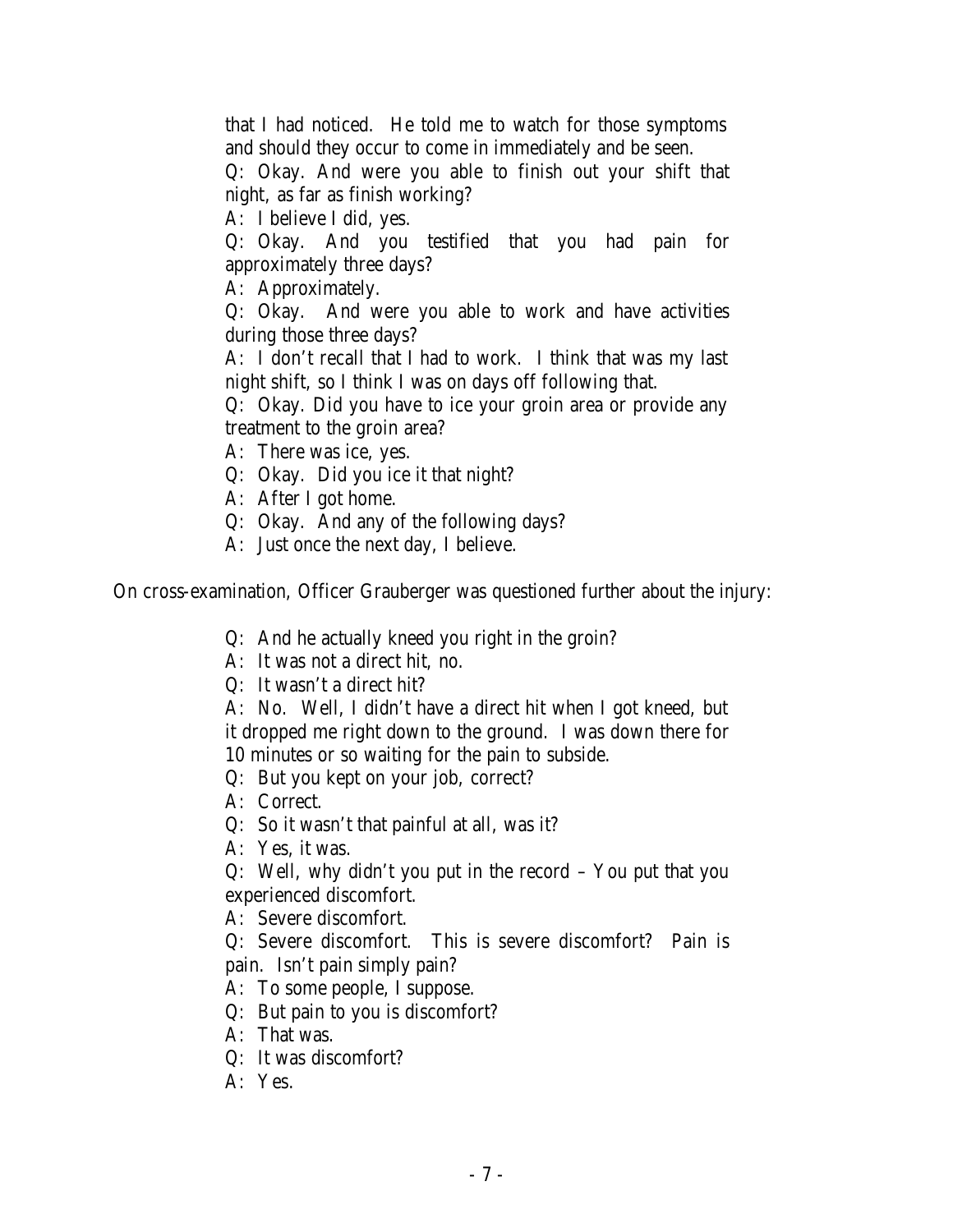that I had noticed. He told me to watch for those symptoms and should they occur to come in immediately and be seen.

Q: Okay. And were you able to finish out your shift that night, as far as finish working?

A: I believe I did, yes.

Q: Okay. And you testified that you had pain for approximately three days?

A: Approximately.

Q: Okay. And were you able to work and have activities during those three days?

A: I don't recall that I had to work. I think that was my last night shift, so I think I was on days off following that.

Q: Okay. Did you have to ice your groin area or provide any treatment to the groin area?

A: There was ice, yes.

Q: Okay. Did you ice it that night?

A: After I got home.

Q: Okay. And any of the following days?

A: Just once the next day, I believe.

On cross-examination, Officer Grauberger was questioned further about the injury:

Q: And he actually kneed you right in the groin?

A: It was not a direct hit, no.

Q: It wasn't a direct hit?

A: No. Well, I didn't have a direct hit when I got kneed, but it dropped me right down to the ground. I was down there for 10 minutes or so waiting for the pain to subside.

Q: But you kept on your job, correct?

A: Correct.

Q: So it wasn't that painful at all, was it?

A: Yes, it was.

Q: Well, why didn't you put in the record – You put that you experienced discomfort.

A: Severe discomfort.

Q: Severe discomfort. This is severe discomfort? Pain is pain. Isn't pain simply pain?

A: To some people, I suppose.

Q: But pain to you is discomfort?

A: That was.

Q: It was discomfort?

A: Yes.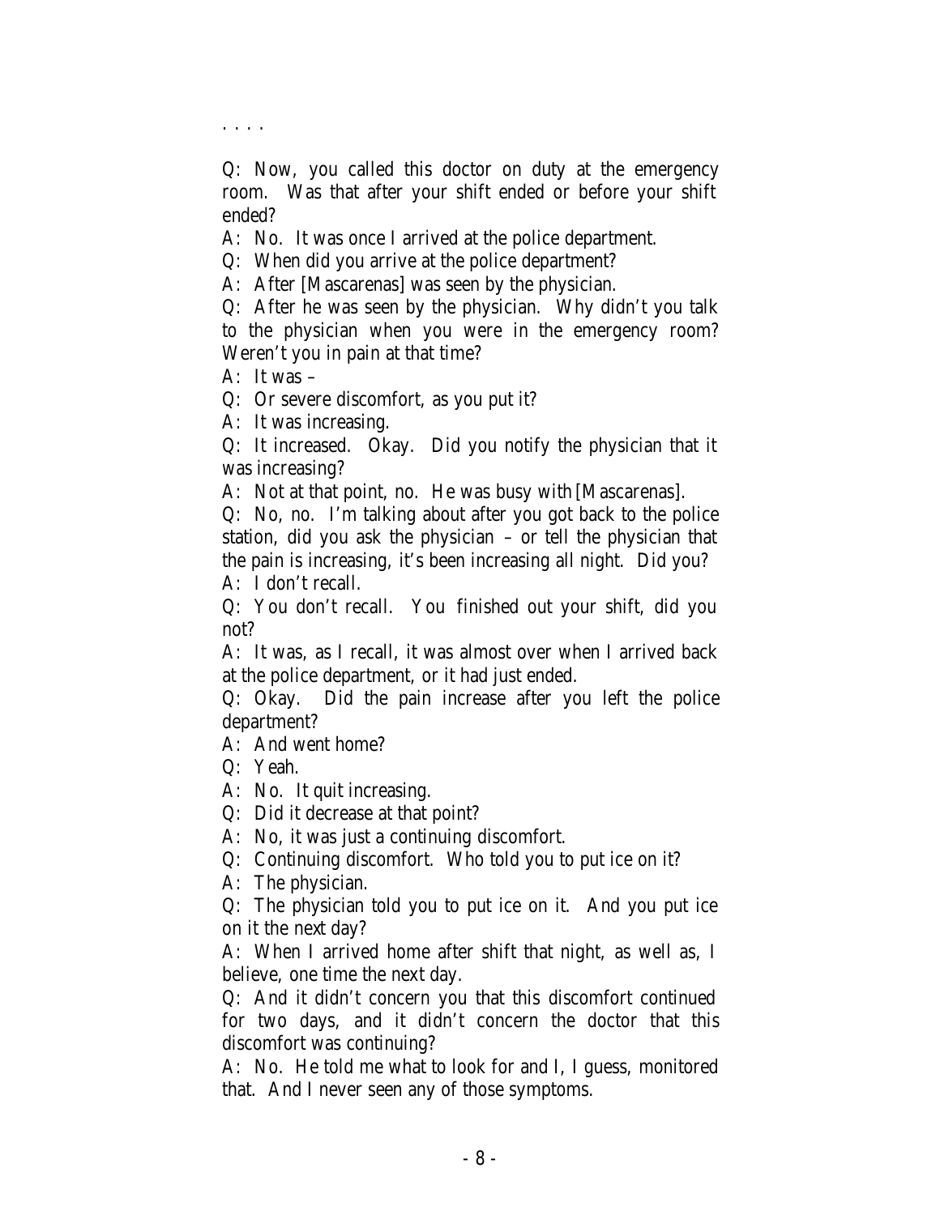. . . .

Q: Now, you called this doctor on duty at the emergency room. Was that after your shift ended or before your shift ended?

A: No. It was once I arrived at the police department.

Q: When did you arrive at the police department?

A: After [Mascarenas] was seen by the physician.

Q: After he was seen by the physician. Why didn't you talk to the physician when you were in the emergency room? Weren't you in pain at that time?

A: It was –

Q: Or severe discomfort, as you put it?

A: It was increasing.

Q: It increased. Okay. Did you notify the physician that it was increasing?

A: Not at that point, no. He was busy with [Mascarenas].

Q: No, no. I'm talking about after you got back to the police station, did you ask the physician – or tell the physician that the pain is increasing, it's been increasing all night. Did you?

A: I don't recall.

Q: You don't recall. You finished out your shift, did you not?

A: It was, as I recall, it was almost over when I arrived back at the police department, or it had just ended.

Q: Okay. Did the pain increase after you left the police department?

A: And went home?

Q: Yeah.

A: No. It quit increasing.

Q: Did it decrease at that point?

A: No, it was just a continuing discomfort.

Q: Continuing discomfort. Who told you to put ice on it?

A: The physician.

Q: The physician told you to put ice on it. And you put ice on it the next day?

A: When I arrived home after shift that night, as well as, I believe, one time the next day.

Q: And it didn't concern you that this discomfort continued for two days, and it didn't concern the doctor that this discomfort was continuing?

A: No. He told me what to look for and I, I guess, monitored that. And I never seen any of those symptoms.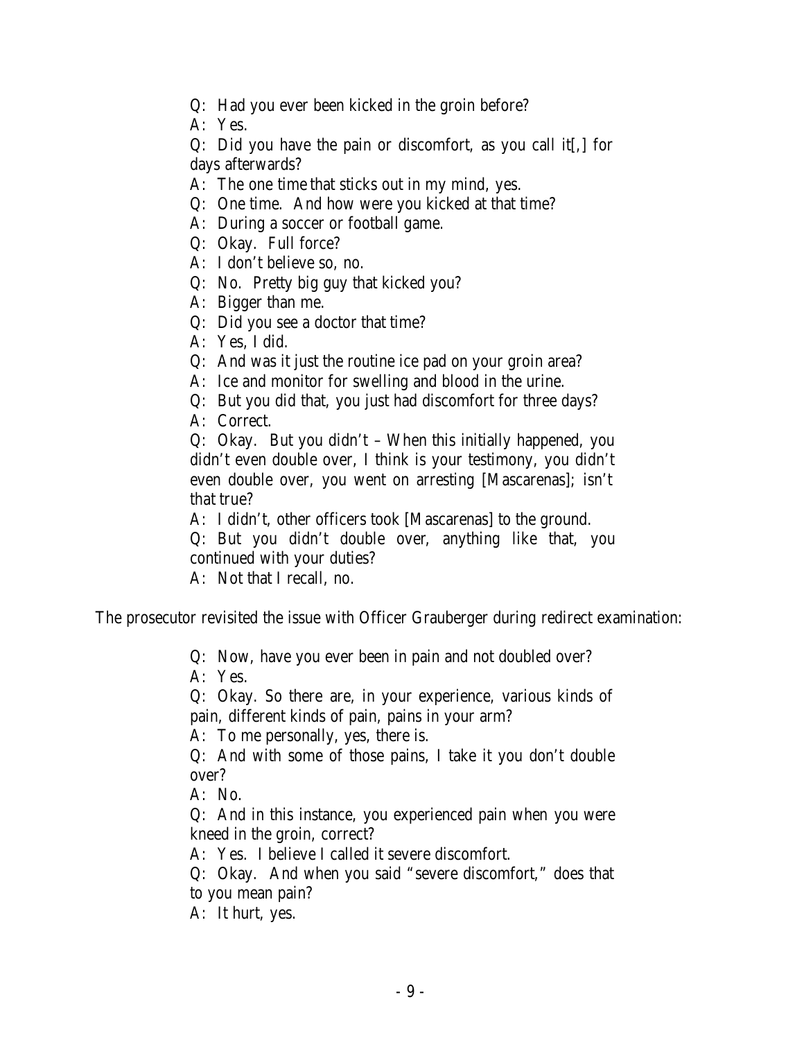> Q: Had you ever been kicked in the groin before?
> A: Yes.
> Q: Did you have the pain or discomfort, as you call it[,] for days afterwards?
> A: The one time that sticks out in my mind, yes.
> Q: One time. And how were you kicked at that time?
> A: During a soccer or football game.
> Q: Okay. Full force?
> A: I don't believe so, no.
> Q: No. Pretty big guy that kicked you?
> A: Bigger than me.
> Q: Did you see a doctor that time?
> A: Yes, I did.
> Q: And was it just the routine ice pad on your groin area?
> A: Ice and monitor for swelling and blood in the urine.
> Q: But you did that, you just had discomfort for three days?
> A: Correct.
> Q: Okay. But you didn't – When this initially happened, you didn't even double over, I think is your testimony, you didn't even double over, you went on arresting [Mascarenas]; isn't that true?
> A: I didn't, other officers took [Mascarenas] to the ground.
> Q: But you didn't double over, anything like that, you continued with your duties?
> A: Not that I recall, no.

The prosecutor revisited the issue with Officer Grauberger during redirect examination:

> Q: Now, have you ever been in pain and not doubled over?
> A: Yes.
> Q: Okay. So there are, in your experience, various kinds of pain, different kinds of pain, pains in your arm?
> A: To me personally, yes, there is.
> Q: And with some of those pains, I take it you don't double over?
> A: No.
> Q: And in this instance, you experienced pain when you were kneed in the groin, correct?
> A: Yes. I believe I called it severe discomfort.
> Q: Okay. And when you said "severe discomfort," does that to you mean pain?
> A: It hurt, yes.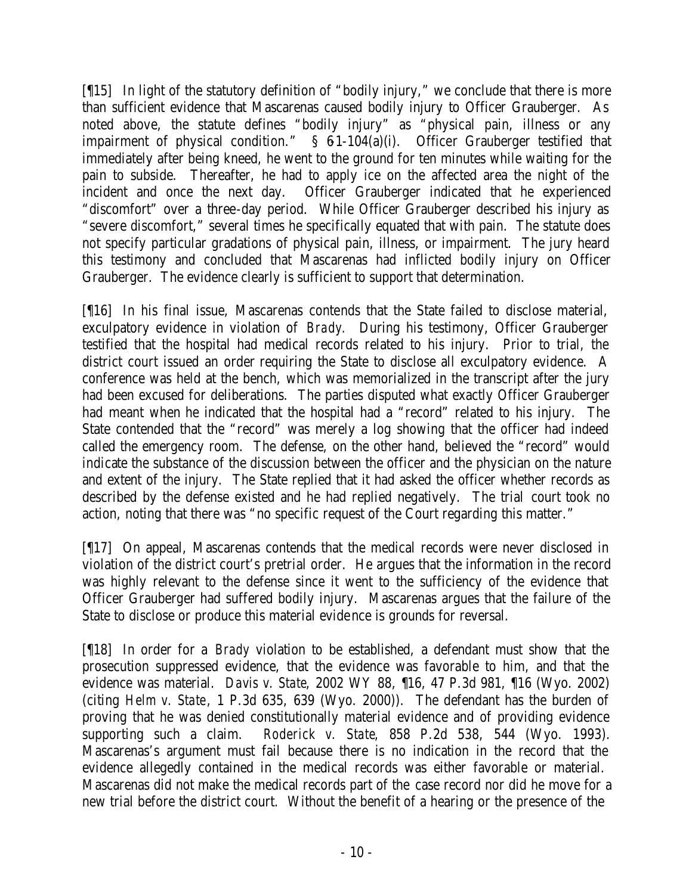[¶15] In light of the statutory definition of "bodily injury," we conclude that there is more than sufficient evidence that Mascarenas caused bodily injury to Officer Grauberger. As noted above, the statute defines "bodily injury" as "physical pain, illness or any impairment of physical condition." § 6-1-104(a)(i). Officer Grauberger testified that immediately after being kneed, he went to the ground for ten minutes while waiting for the pain to subside. Thereafter, he had to apply ice on the affected area the night of the incident and once the next day. Officer Grauberger indicated that he experienced "discomfort" over a three-day period. While Officer Grauberger described his injury as "severe discomfort," several times he specifically equated that with pain. The statute does not specify particular gradations of physical pain, illness, or impairment. The jury heard this testimony and concluded that Mascarenas had inflicted bodily injury on Officer Grauberger. The evidence clearly is sufficient to support that determination.

[¶16] In his final issue, Mascarenas contends that the State failed to disclose material, exculpatory evidence in violation of *Brady.* During his testimony, Officer Grauberger testified that the hospital had medical records related to his injury. Prior to trial, the district court issued an order requiring the State to disclose all exculpatory evidence. A conference was held at the bench, which was memorialized in the transcript after the jury had been excused for deliberations. The parties disputed what exactly Officer Grauberger had meant when he indicated that the hospital had a "record" related to his injury. The State contended that the "record" was merely a log showing that the officer had indeed called the emergency room. The defense, on the other hand, believed the "record" would indicate the substance of the discussion between the officer and the physician on the nature and extent of the injury. The State replied that it had asked the officer whether records as described by the defense existed and he had replied negatively. The trial court took no action, noting that there was "no specific request of the Court regarding this matter."

[¶17] On appeal, Mascarenas contends that the medical records were never disclosed in violation of the district court's pretrial order. He argues that the information in the record was highly relevant to the defense since it went to the sufficiency of the evidence that Officer Grauberger had suffered bodily injury. Mascarenas argues that the failure of the State to disclose or produce this material evidence is grounds for reversal.

[¶18] In order for a *Brady* violation to be established, a defendant must show that the prosecution suppressed evidence, that the evidence was favorable to him, and that the evidence was material. *Davis v. State*, 2002 WY 88, ¶16, 47 P.3d 981, ¶16 (Wyo. 2002) (citing *Helm v. State*, 1 P.3d 635, 639 (Wyo. 2000)). The defendant has the burden of proving that he was denied constitutionally material evidence and of providing evidence supporting such a claim. *Roderick v. State*, 858 P.2d 538, 544 (Wyo. 1993). Mascarenas's argument must fail because there is no indication in the record that the evidence allegedly contained in the medical records was either favorable or material. Mascarenas did not make the medical records part of the case record nor did he move for a new trial before the district court. Without the benefit of a hearing or the presence of the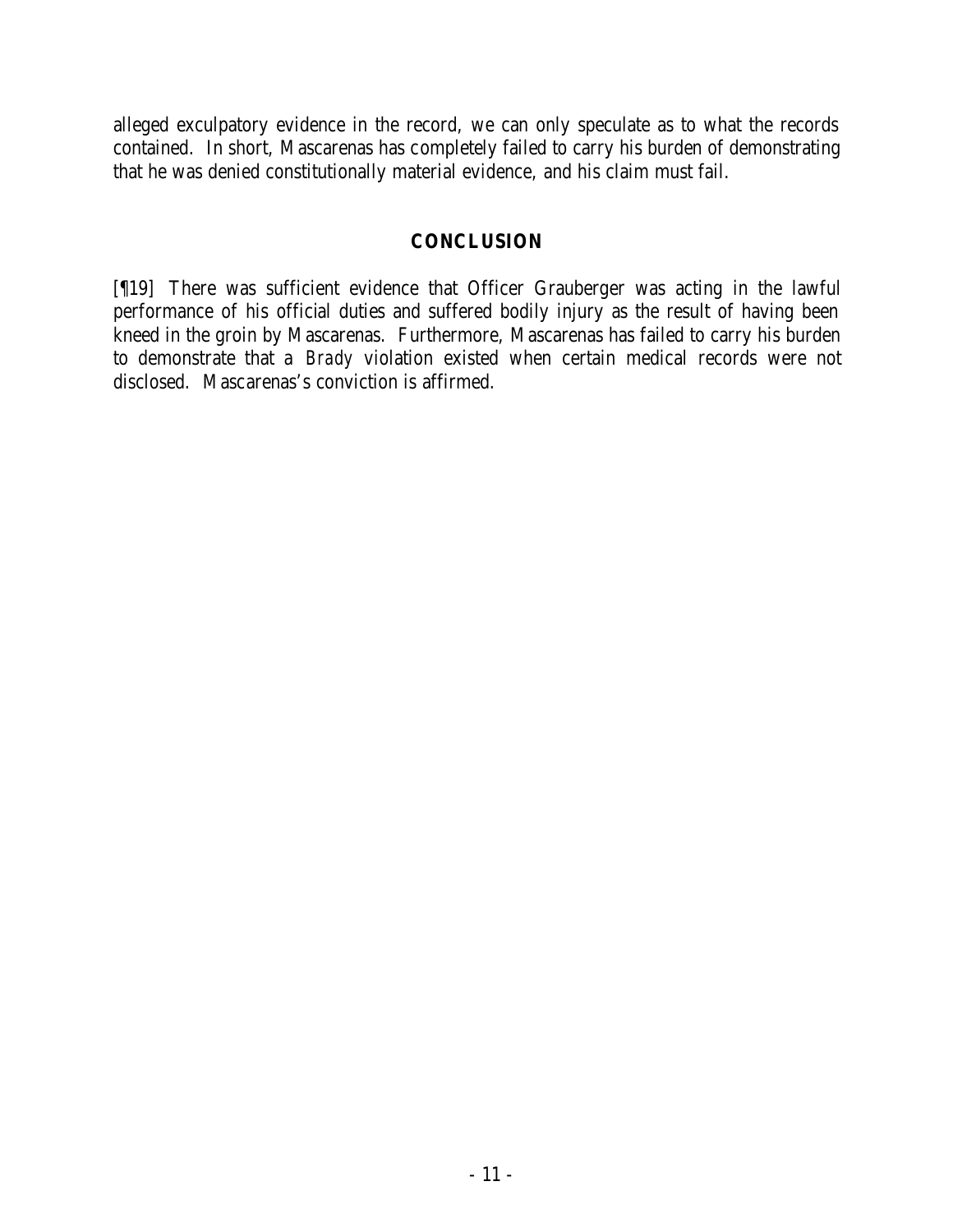alleged exculpatory evidence in the record, we can only speculate as to what the records contained. In short, Mascarenas has completely failed to carry his burden of demonstrating that he was denied constitutionally material evidence, and his claim must fail.

## CONCLUSION

[¶19] There was sufficient evidence that Officer Grauberger was acting in the lawful performance of his official duties and suffered bodily injury as the result of having been kneed in the groin by Mascarenas. Furthermore, Mascarenas has failed to carry his burden to demonstrate that a *Brady* violation existed when certain medical records were not disclosed. Mascarenas's conviction is affirmed.